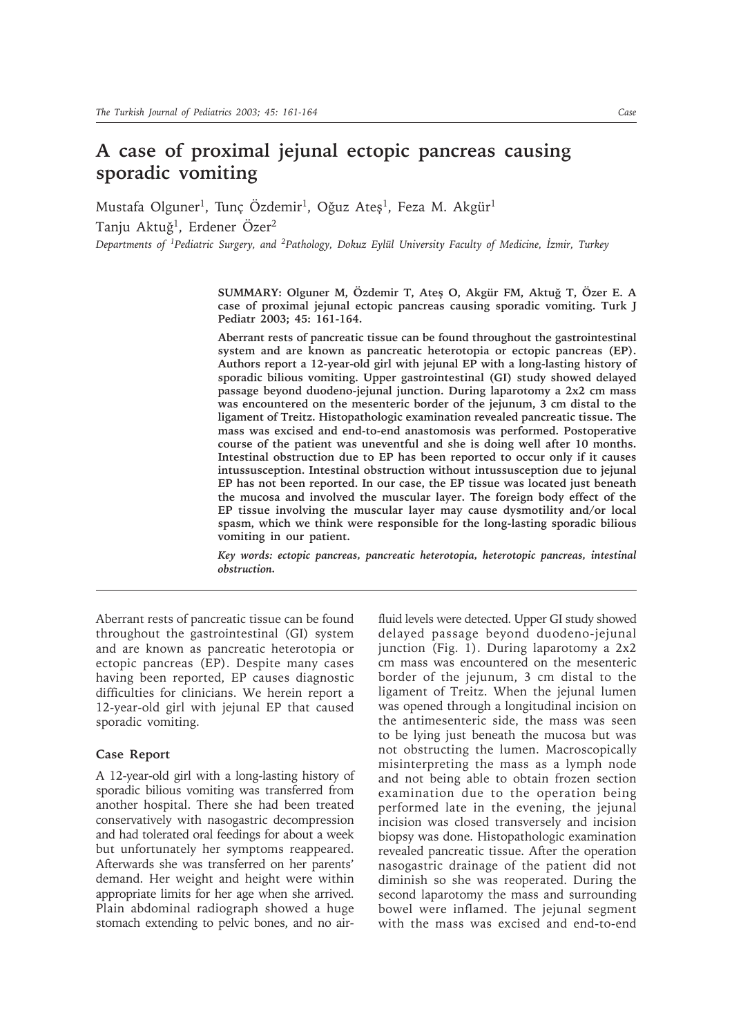// A case of proximal jejunal ectopic pancreas causing sporadic vomiting

Mustafa Olguner[1], Tunç Özdemir[1], Oğuz Ateş[1], Feza M. Akgür[1]
Tanju Aktuğ[1], Erdener Özer[2]

*Departments of [1]Pediatric Surgery, and [2]Pathology, Dokuz Eylül University Faculty of Medicine, İzmir, Turkey*

**SUMMARY: Olguner M, Özdemir T, Ateş O, Akgür FM, Aktuğ T, Özer E. A case of proximal jejunal ectopic pancreas causing sporadic vomiting. Turk J Pediatr 2003; 45: 161-164.**

**Aberrant rests of pancreatic tissue can be found throughout the gastrointestinal system and are known as pancreatic heterotopia or ectopic pancreas (EP). Authors report a 12-year-old girl with jejunal EP with a long-lasting history of sporadic bilious vomiting. Upper gastrointestinal (GI) study showed delayed passage beyond duodeno-jejunal junction. During laparotomy a 2x2 cm mass was encountered on the mesenteric border of the jejunum, 3 cm distal to the ligament of Treitz. Histopathologic examination revealed pancreatic tissue. The mass was excised and end-to-end anastomosis was performed. Postoperative course of the patient was uneventful and she is doing well after 10 months. Intestinal obstruction due to EP has been reported to occur only if it causes intussusception. Intestinal obstruction without intussusception due to jejunal EP has not been reported. In our case, the EP tissue was located just beneath the mucosa and involved the muscular layer. The foreign body effect of the EP tissue involving the muscular layer may cause dysmotility and/or local spasm, which we think were responsible for the long-lasting sporadic bilious vomiting in our patient.**

***Key words: ectopic pancreas, pancreatic heterotopia, heterotopic pancreas, intestinal obstruction.***

Aberrant rests of pancreatic tissue can be found throughout the gastrointestinal (GI) system and are known as pancreatic heterotopia or ectopic pancreas (EP). Despite many cases having been reported, EP causes diagnostic difficulties for clinicians. We herein report a 12-year-old girl with jejunal EP that caused sporadic vomiting.

## Case Report

A 12-year-old girl with a long-lasting history of sporadic bilious vomiting was transferred from another hospital. There she had been treated conservatively with nasogastric decompression and had tolerated oral feedings for about a week but unfortunately her symptoms reappeared. Afterwards she was transferred on her parents' demand. Her weight and height were within appropriate limits for her age when she arrived. Plain abdominal radiograph showed a huge stomach extending to pelvic bones, and no air-fluid levels were detected. Upper GI study showed delayed passage beyond duodeno-jejunal junction (Fig. 1). During laparotomy a 2x2 cm mass was encountered on the mesenteric border of the jejunum, 3 cm distal to the ligament of Treitz. When the jejunal lumen was opened through a longitudinal incision on the antimesenteric side, the mass was seen to be lying just beneath the mucosa but was not obstructing the lumen. Macroscopically misinterpreting the mass as a lymph node and not being able to obtain frozen section examination due to the operation being performed late in the evening, the jejunal incision was closed transversely and incision biopsy was done. Histopathologic examination revealed pancreatic tissue. After the operation nasogastric drainage of the patient did not diminish so she was reoperated. During the second laparotomy the mass and surrounding bowel were inflamed. The jejunal segment with the mass was excised and end-to-end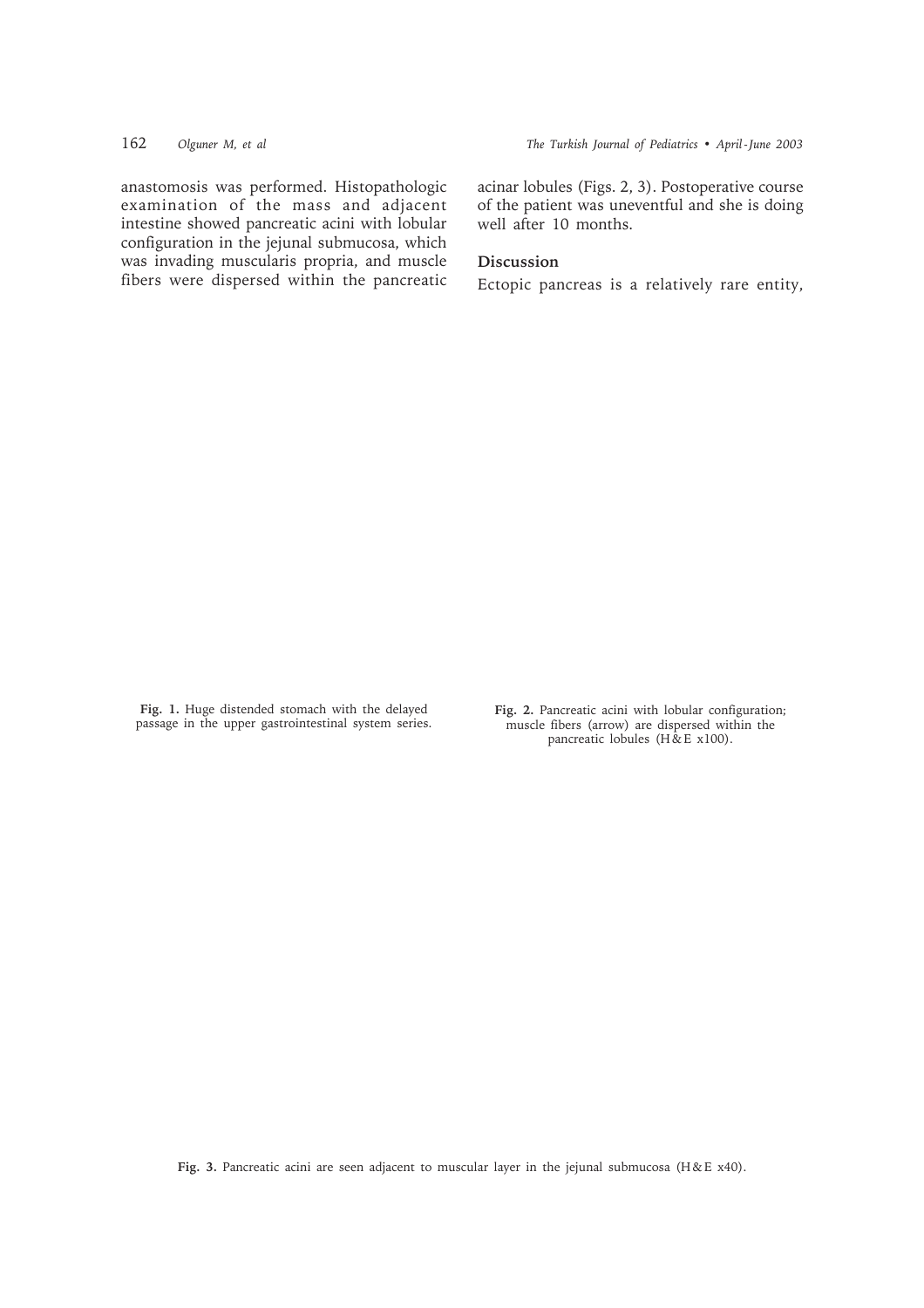anastomosis was performed. Histopathologic examination of the mass and adjacent intestine showed pancreatic acini with lobular configuration in the jejunal submucosa, which was invading muscularis propria, and muscle fibers were dispersed within the pancreatic acinar lobules (Figs. 2, 3). Postoperative course of the patient was uneventful and she is doing well after 10 months.

## Discussion

Ectopic pancreas is a relatively rare entity,

**Fig. 1.** Huge distended stomach with the delayed passage in the upper gastrointestinal system series.

**Fig. 2.** Pancreatic acini with lobular configuration; muscle fibers (arrow) are dispersed within the pancreatic lobules (H&E x100).

**Fig. 3.** Pancreatic acini are seen adjacent to muscular layer in the jejunal submucosa (H&E x40).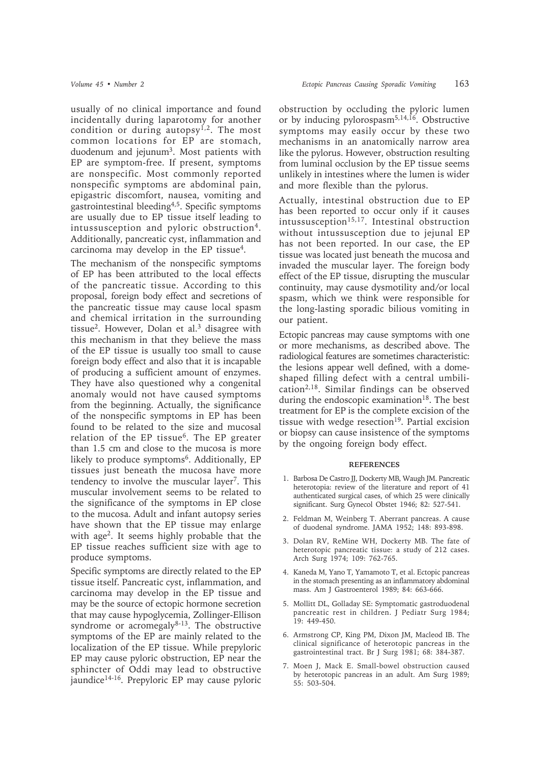usually of no clinical importance and found incidentally during laparotomy for another condition or during autopsy[1,2]. The most common locations for EP are stomach, duodenum and jejunum[3]. Most patients with EP are symptom-free. If present, symptoms are nonspecific. Most commonly reported nonspecific symptoms are abdominal pain, epigastric discomfort, nausea, vomiting and gastrointestinal bleeding[4,5]. Specific symptoms are usually due to EP tissue itself leading to intussusception and pyloric obstruction[4]. Additionally, pancreatic cyst, inflammation and carcinoma may develop in the EP tissue[4].

The mechanism of the nonspecific symptoms of EP has been attributed to the local effects of the pancreatic tissue. According to this proposal, foreign body effect and secretions of the pancreatic tissue may cause local spasm and chemical irritation in the surrounding tissue[2]. However, Dolan et al.[3] disagree with this mechanism in that they believe the mass of the EP tissue is usually too small to cause foreign body effect and also that it is incapable of producing a sufficient amount of enzymes. They have also questioned why a congenital anomaly would not have caused symptoms from the beginning. Actually, the significance of the nonspecific symptoms in EP has been found to be related to the size and mucosal relation of the EP tissue[6]. The EP greater than 1.5 cm and close to the mucosa is more likely to produce symptoms[6]. Additionally, EP tissues just beneath the mucosa have more tendency to involve the muscular layer[7]. This muscular involvement seems to be related to the significance of the symptoms in EP close to the mucosa. Adult and infant autopsy series have shown that the EP tissue may enlarge with age[2]. It seems highly probable that the EP tissue reaches sufficient size with age to produce symptoms.

Specific symptoms are directly related to the EP tissue itself. Pancreatic cyst, inflammation, and carcinoma may develop in the EP tissue and may be the source of ectopic hormone secretion that may cause hypoglycemia, Zollinger-Ellison syndrome or acromegaly[8-13]. The obstructive symptoms of the EP are mainly related to the localization of the EP tissue. While prepyloric EP may cause pyloric obstruction, EP near the sphincter of Oddi may lead to obstructive jaundice[14-16]. Prepyloric EP may cause pyloric obstruction by occluding the pyloric lumen or by inducing pylorospasm[5,14,16]. Obstructive symptoms may easily occur by these two mechanisms in an anatomically narrow area like the pylorus. However, obstruction resulting from luminal occlusion by the EP tissue seems unlikely in intestines where the lumen is wider and more flexible than the pylorus.

Actually, intestinal obstruction due to EP has been reported to occur only if it causes intussusception[15,17]. Intestinal obstruction without intussusception due to jejunal EP has not been reported. In our case, the EP tissue was located just beneath the mucosa and invaded the muscular layer. The foreign body effect of the EP tissue, disrupting the muscular continuity, may cause dysmotility and/or local spasm, which we think were responsible for the long-lasting sporadic bilious vomiting in our patient.

Ectopic pancreas may cause symptoms with one or more mechanisms, as described above. The radiological features are sometimes characteristic: the lesions appear well defined, with a dome-shaped filling defect with a central umbilication[2,18]. Similar findings can be observed during the endoscopic examination[18]. The best treatment for EP is the complete excision of the tissue with wedge resection[19]. Partial excision or biopsy can cause insistence of the symptoms by the ongoing foreign body effect.

## REFERENCES

1. Barbosa De Castro JJ, Dockerty MB, Waugh JM. Pancreatic heterotopia: review of the literature and report of 41 authenticated surgical cases, of which 25 were clinically significant. Surg Gynecol Obstet 1946; 82: 527-541.
2. Feldman M, Weinberg T. Aberrant pancreas. A cause of duodenal syndrome. JAMA 1952; 148: 893-898.
3. Dolan RV, ReMine WH, Dockerty MB. The fate of heterotopic pancreatic tissue: a study of 212 cases. Arch Surg 1974; 109: 762-765.
4. Kaneda M, Yano T, Yamamoto T, et al. Ectopic pancreas in the stomach presenting as an inflammatory abdominal mass. Am J Gastroenterol 1989; 84: 663-666.
5. Mollitt DL, Golladay SE: Symptomatic gastroduodenal pancreatic rest in children. J Pediatr Surg 1984; 19: 449-450.
6. Armstrong CP, King PM, Dixon JM, Macleod IB. The clinical significance of heterotopic pancreas in the gastrointestinal tract. Br J Surg 1981; 68: 384-387.
7. Moen J, Mack E. Small-bowel obstruction caused by heterotopic pancreas in an adult. Am Surg 1989; 55: 503-504.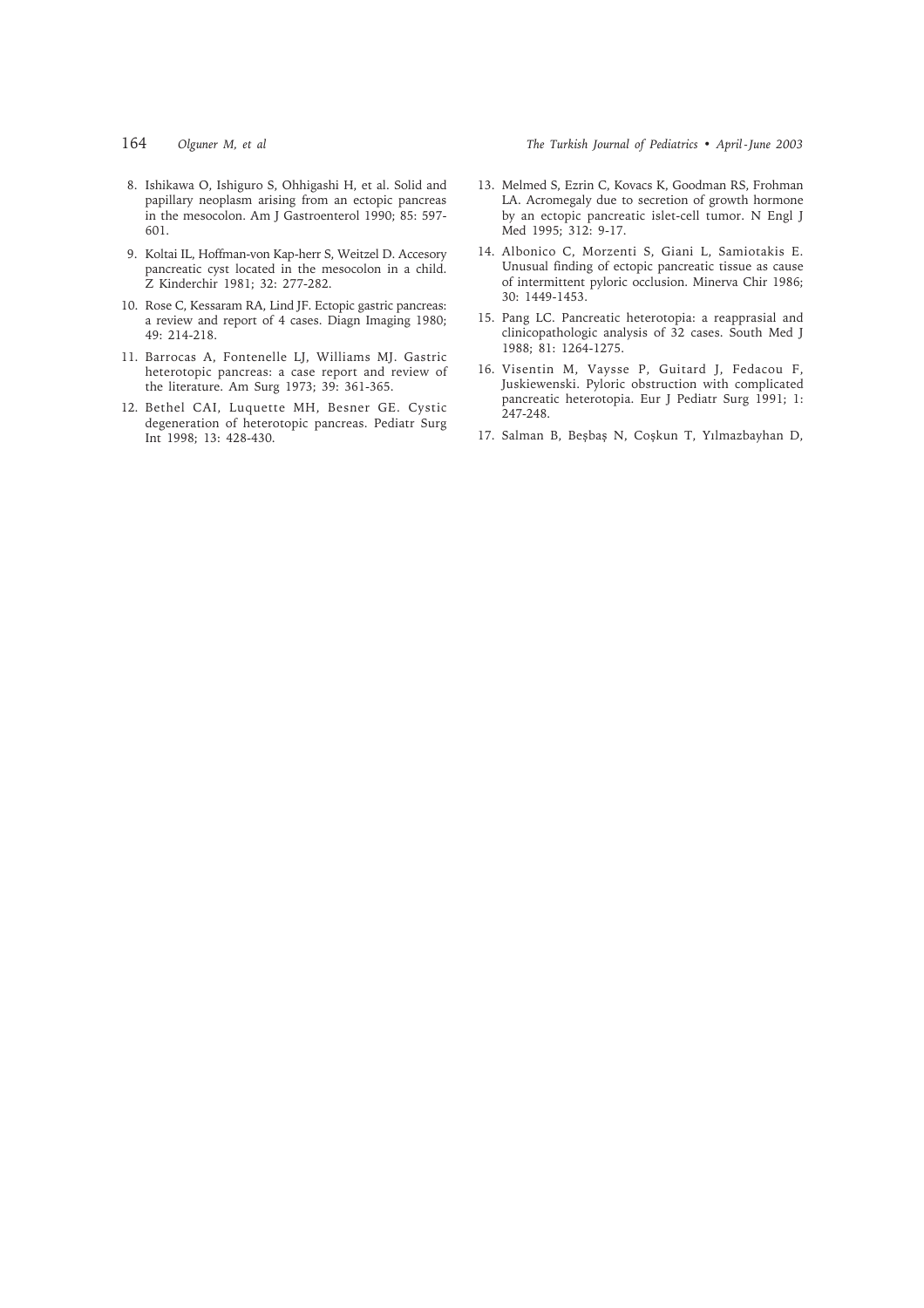8. Ishikawa O, Ishiguro S, Ohhigashi H, et al. Solid and papillary neoplasm arising from an ectopic pancreas in the mesocolon. Am J Gastroenterol 1990; 85: 597-601.
9. Koltai IL, Hoffman-von Kap-herr S, Weitzel D. Accesory pancreatic cyst located in the mesocolon in a child. Z Kinderchir 1981; 32: 277-282.
10. Rose C, Kessaram RA, Lind JF. Ectopic gastric pancreas: a review and report of 4 cases. Diagn Imaging 1980; 49: 214-218.
11. Barrocas A, Fontenelle LJ, Williams MJ. Gastric heterotopic pancreas: a case report and review of the literature. Am Surg 1973; 39: 361-365.
12. Bethel CAI, Luquette MH, Besner GE. Cystic degeneration of heterotopic pancreas. Pediatr Surg Int 1998; 13: 428-430.
13. Melmed S, Ezrin C, Kovacs K, Goodman RS, Frohman LA. Acromegaly due to secretion of growth hormone by an ectopic pancreatic islet-cell tumor. N Engl J Med 1995; 312: 9-17.
14. Albonico C, Morzenti S, Giani L, Samiotakis E. Unusual finding of ectopic pancreatic tissue as cause of intermittent pyloric occlusion. Minerva Chir 1986; 30: 1449-1453.
15. Pang LC. Pancreatic heterotopia: a reapprasial and clinicopathologic analysis of 32 cases. South Med J 1988; 81: 1264-1275.
16. Visentin M, Vaysse P, Guitard J, Fedacou F, Juskiewenski. Pyloric obstruction with complicated pancreatic heterotopia. Eur J Pediatr Surg 1991; 1: 247-248.
17. Salman B, Beşbaş N, Coşkun T, Yılmazbayhan D,